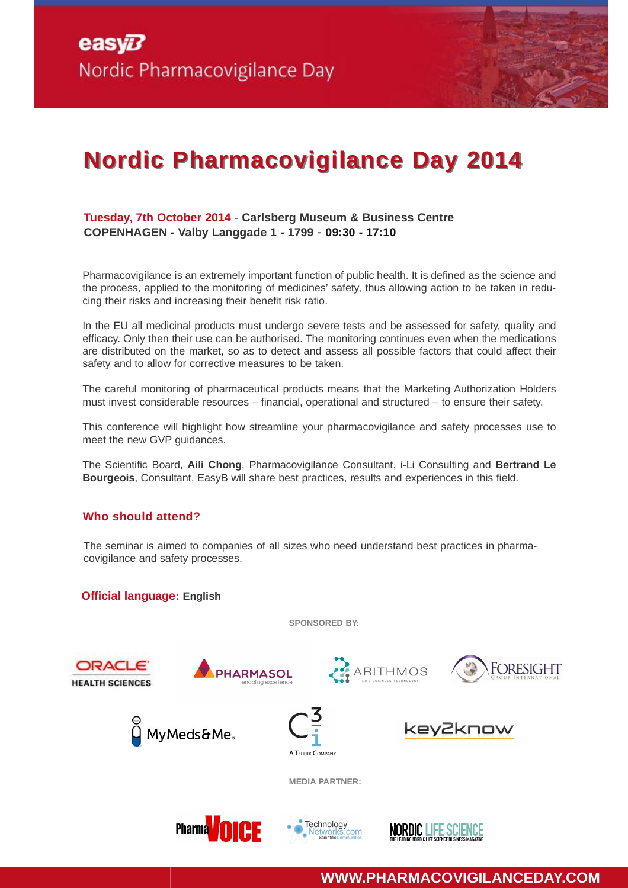easyB
Nordic Pharmacovigilance Day

# Nordic Pharmacovigilance Day 2014

**Tuesday, 7th October 2014 - Carlsberg Museum & Business Centre**
**COPENHAGEN - Valby Langgade 1 - 1799 - 09:30 - 17:10**

Pharmacovigilance is an extremely important function of public health. It is defined as the science and the process, applied to the monitoring of medicines' safety, thus allowing action to be taken in reducing their risks and increasing their benefit risk ratio.

In the EU all medicinal products must undergo severe tests and be assessed for safety, quality and efficacy. Only then their use can be authorised. The monitoring continues even when the medications are distributed on the market, so as to detect and assess all possible factors that could affect their safety and to allow for corrective measures to be taken.

The careful monitoring of pharmaceutical products means that the Marketing Authorization Holders must invest considerable resources – financial, operational and structured – to ensure their safety.

This conference will highlight how streamline your pharmacovigilance and safety processes use to meet the new GVP guidances.

The Scientific Board, **Aili Chong**, Pharmacovigilance Consultant, i-Li Consulting and **Bertrand Le Bourgeois**, Consultant, EasyB will share best practices, results and experiences in this field.

## Who should attend?

The seminar is aimed to companies of all sizes who need understand best practices in pharmacovigilance and safety processes.

**Official language:** **English**

**SPONSORED BY:**

ORACLE HEALTH SCIENCES
PHARMASOL enabling excellence
ARITHMOS LIFE SCIENCES TECHNOLOGY
FORESIGHT GROUP INTERNATIONAL
MyMeds&Me
C3i A TELERX COMPANY
key2know

**MEDIA PARTNER:**

PharmaVOICE
Technology Networks.com Scientific Communities
NORDIC LIFE SCIENCE THE LEADING NORDIC LIFE SCIENCE BUSINESS MAGAZINE

**WWW.PHARMACOVIGILANCEDAY.COM**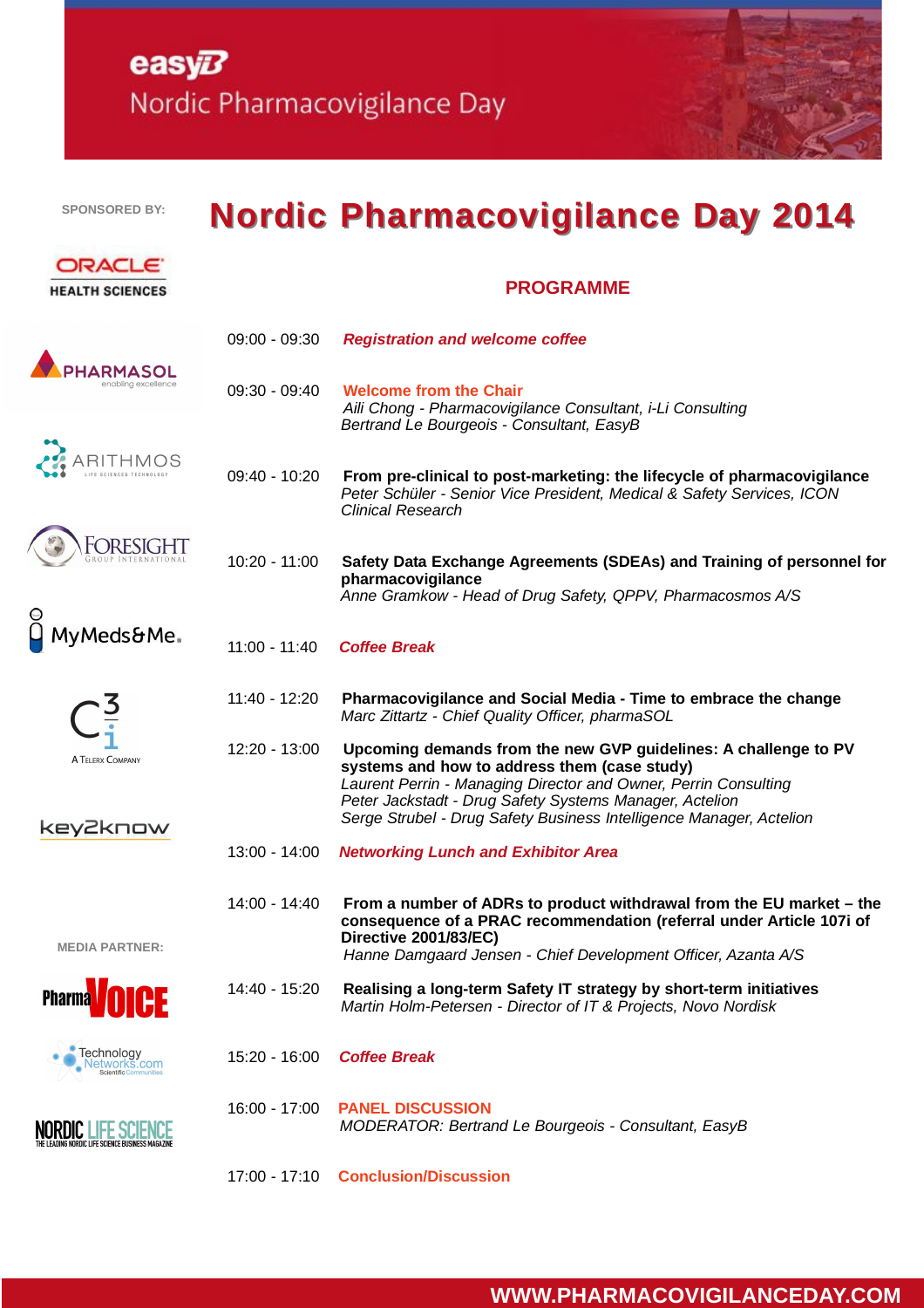easyB

Nordic Pharmacovigilance Day

SPONSORED BY:

ORACLE HEALTH SCIENCES

PHARMASOL enabling excellence

ARITHMOS LIFE SCIENCES TECHNOLOGY

FORESIGHT GROUP INTERNATIONAL

MyMeds&Me

C3i A TELERX COMPANY

key2know

MEDIA PARTNER:

Pharma VOICE

Technology Networks.com Scientific Communities

NORDIC LIFE SCIENCE THE LEADING NORDIC LIFE SCIENCE BUSINESS MAGAZINE

# Nordic Pharmacovigilance Day 2014

## PROGRAMME

09:00 - 09:30 ***Registration and welcome coffee***

09:30 - 09:40 **Welcome from the Chair**
*Aili Chong - Pharmacovigilance Consultant, i-Li Consulting*
*Bertrand Le Bourgeois - Consultant, EasyB*

09:40 - 10:20 **From pre-clinical to post-marketing: the lifecycle of pharmacovigilance**
*Peter Schüler - Senior Vice President, Medical & Safety Services, ICON Clinical Research*

10:20 - 11:00 **Safety Data Exchange Agreements (SDEAs) and Training of personnel for pharmacovigilance**
*Anne Gramkow - Head of Drug Safety, QPPV, Pharmacosmos A/S*

11:00 - 11:40 ***Coffee Break***

11:40 - 12:20 **Pharmacovigilance and Social Media - Time to embrace the change**
*Marc Zittartz - Chief Quality Officer, pharmaSOL*

12:20 - 13:00 **Upcoming demands from the new GVP guidelines: A challenge to PV systems and how to address them (case study)**
*Laurent Perrin - Managing Director and Owner, Perrin Consulting*
*Peter Jackstadt - Drug Safety Systems Manager, Actelion*
*Serge Strubel - Drug Safety Business Intelligence Manager, Actelion*

13:00 - 14:00 ***Networking Lunch and Exhibitor Area***

14:00 - 14:40 **From a number of ADRs to product withdrawal from the EU market – the consequence of a PRAC recommendation (referral under Article 107i of Directive 2001/83/EC)**
*Hanne Damgaard Jensen - Chief Development Officer, Azanta A/S*

14:40 - 15:20 **Realising a long-term Safety IT strategy by short-term initiatives**
*Martin Holm-Petersen - Director of IT & Projects, Novo Nordisk*

15:20 - 16:00 ***Coffee Break***

16:00 - 17:00 **PANEL DISCUSSION**
*MODERATOR: Bertrand Le Bourgeois - Consultant, EasyB*

17:00 - 17:10 **Conclusion/Discussion**

WWW.PHARMACOVIGILANCEDAY.COM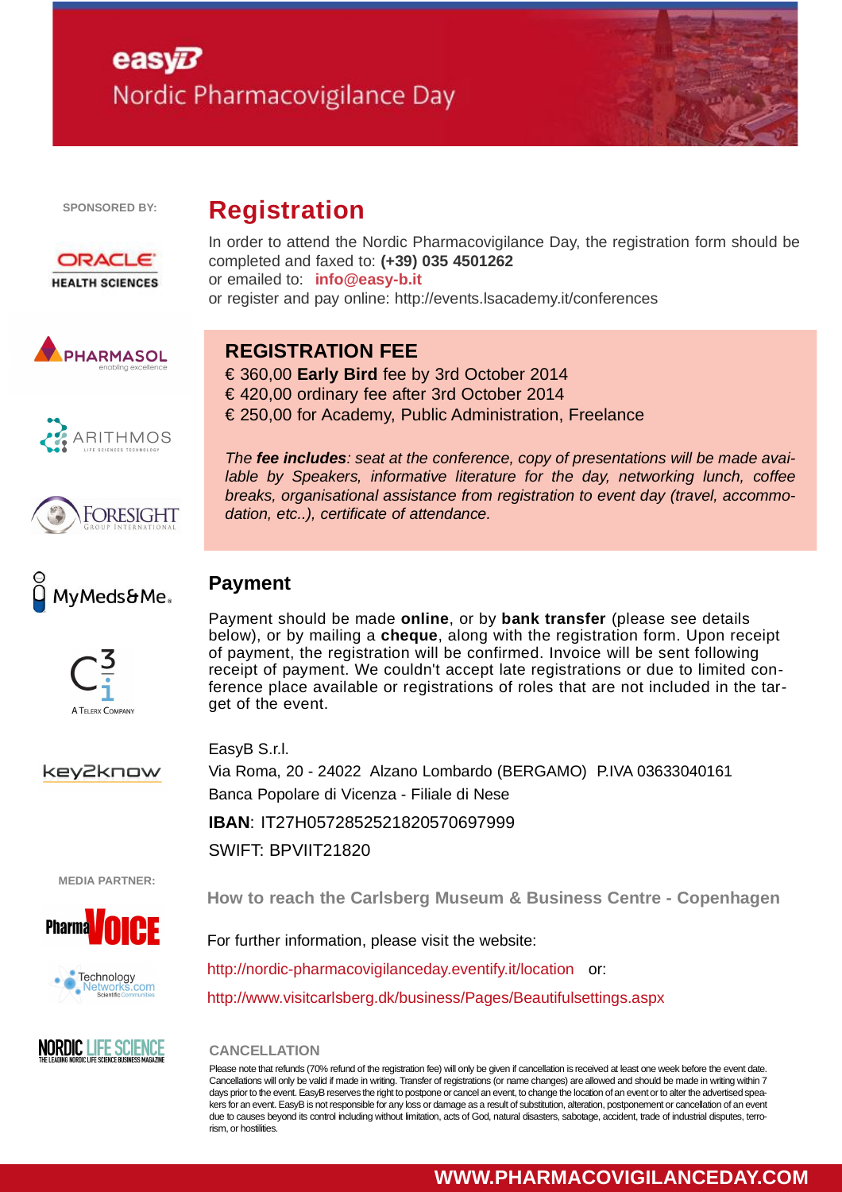easyB

Nordic Pharmacovigilance Day

SPONSORED BY:

ORACLE HEALTH SCIENCES

PHARMASOL enabling excellence

ARITHMOS LIFE SCIENCES TECHNOLOGY

FORESIGHT GROUP INTERNATIONAL

MyMeds&Me

C3i A TELERX COMPANY

key2know

MEDIA PARTNER:

PharmaVOICE

Technology Networks.com Scientific Communities

NORDIC LIFE SCIENCE THE LEADING NORDIC LIFE SCIENCE BUSINESS MAGAZINE

## Registration

In order to attend the Nordic Pharmacovigilance Day, the registration form should be completed and faxed to: **(+39) 035 4501262**
or emailed to: **info@easy-b.it**
or register and pay online: http://events.lsacademy.it/conferences

### REGISTRATION FEE

€ 360,00 **Early Bird** fee by 3rd October 2014
€ 420,00 ordinary fee after 3rd October 2014
€ 250,00 for Academy, Public Administration, Freelance

*The **fee includes**: seat at the conference, copy of presentations will be made available by Speakers, informative literature for the day, networking lunch, coffee breaks, organisational assistance from registration to event day (travel, accommodation, etc..), certificate of attendance.*

### Payment

Payment should be made **online**, or by **bank transfer** (please see details below), or by mailing a **cheque**, along with the registration form. Upon receipt of payment, the registration will be confirmed. Invoice will be sent following receipt of payment. We couldn't accept late registrations or due to limited conference place available or registrations of roles that are not included in the target of the event.

EasyB S.r.l.
Via Roma, 20 - 24022 Alzano Lombardo (BERGAMO) P.IVA 03633040161
Banca Popolare di Vicenza - Filiale di Nese
**IBAN**: IT27H0572852521820570697999
SWIFT: BPVIIT21820

### How to reach the Carlsberg Museum & Business Centre - Copenhagen

For further information, please visit the website:
http://nordic-pharmacovigilanceday.eventify.it/location or:
http://www.visitcarlsberg.dk/business/Pages/Beautifulsettings.aspx

### CANCELLATION

Please note that refunds (70% refund of the registration fee) will only be given if cancellation is received at least one week before the event date. Cancellations will only be valid if made in writing. Transfer of registrations (or name changes) are allowed and should be made in writing within 7 days prior to the event. EasyB reserves the right to postpone or cancel an event, to change the location of an event or to alter the advertised speakers for an event. EasyB is not responsible for any loss or damage as a result of substitution, alteration, postponement or cancellation of an event due to causes beyond its control including without limitation, acts of God, natural disasters, sabotage, accident, trade of industrial disputes, terrorism, or hostilities.

WWW.PHARMACOVIGILANCEDAY.COM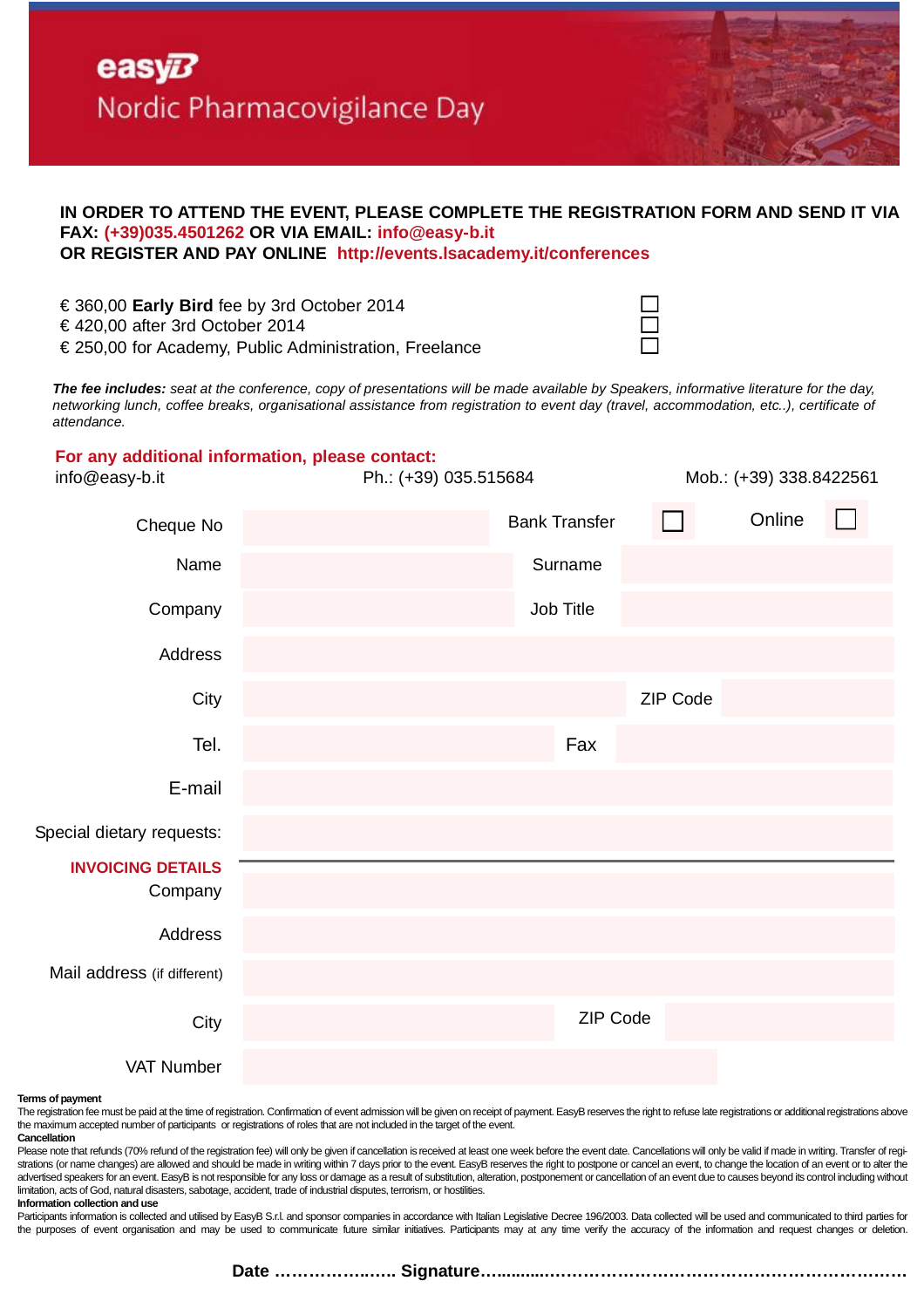easyB

# Nordic Pharmacovigilance Day

**IN ORDER TO ATTEND THE EVENT, PLEASE COMPLETE THE REGISTRATION FORM AND SEND IT VIA FAX: (+39)035.4501262 OR VIA EMAIL: info@easy-b.it**
**OR REGISTER AND PAY ONLINE http://events.lsacademy.it/conferences**

€ 360,00 **Early Bird** fee by 3rd October 2014 ☐
€ 420,00 after 3rd October 2014 ☐
€ 250,00 for Academy, Public Administration, Freelance ☐

***The fee includes:*** *seat at the conference, copy of presentations will be made available by Speakers, informative literature for the day, networking lunch, coffee breaks, organisational assistance from registration to event day (travel, accommodation, etc..), certificate of attendance.*

**For any additional information, please contact:**
info@easy-b.it Ph.: (+39) 035.515684 Mob.: (+39) 338.8422561

| | | | | | |
|---|---|---|---|---|---|
| Cheque No | | Bank Transfer | ☐ | Online | ☐ |
| Name | | Surname | | | |
| Company | | Job Title | | | |
| Address | | | | | |
| City | | ZIP Code | | | |
| Tel. | | Fax | | | |
| E-mail | | | | | |
| Special dietary requests: | | | | | |

**INVOICING DETAILS**

| | | | |
|---|---|---|---|
| Company | | | |
| Address | | | |
| Mail address (if different) | | | |
| City | | ZIP Code | |
| VAT Number | | | |

**Terms of payment**
The registration fee must be paid at the time of registration. Confirmation of event admission will be given on receipt of payment. EasyB reserves the right to refuse late registrations or additional registrations above the maximum accepted number of participants or registrations of roles that are not included in the target of the event.

**Cancellation**
Please note that refunds (70% refund of the registration fee) will only be given if cancellation is received at least one week before the event date. Cancellations will only be valid if made in writing. Transfer of registrations (or name changes) are allowed and should be made in writing within 7 days prior to the event. EasyB reserves the right to postpone or cancel an event, to change the location of an event or to alter the advertised speakers for an event. EasyB is not responsible for any loss or damage as a result of substitution, alteration, postponement or cancellation of an event due to causes beyond its control including without limitation, acts of God, natural disasters, sabotage, accident, trade of industrial disputes, terrorism, or hostilities.

**Information collection and use**
Participants information is collected and utilised by EasyB S.r.l. and sponsor companies in accordance with Italian Legislative Decree 196/2003. Data collected will be used and communicated to third parties for the purposes of event organisation and may be used to communicate future similar initiatives. Participants may at any time verify the accuracy of the information and request changes or deletion.

**Date ………………….. Signature……………………………………………………………**